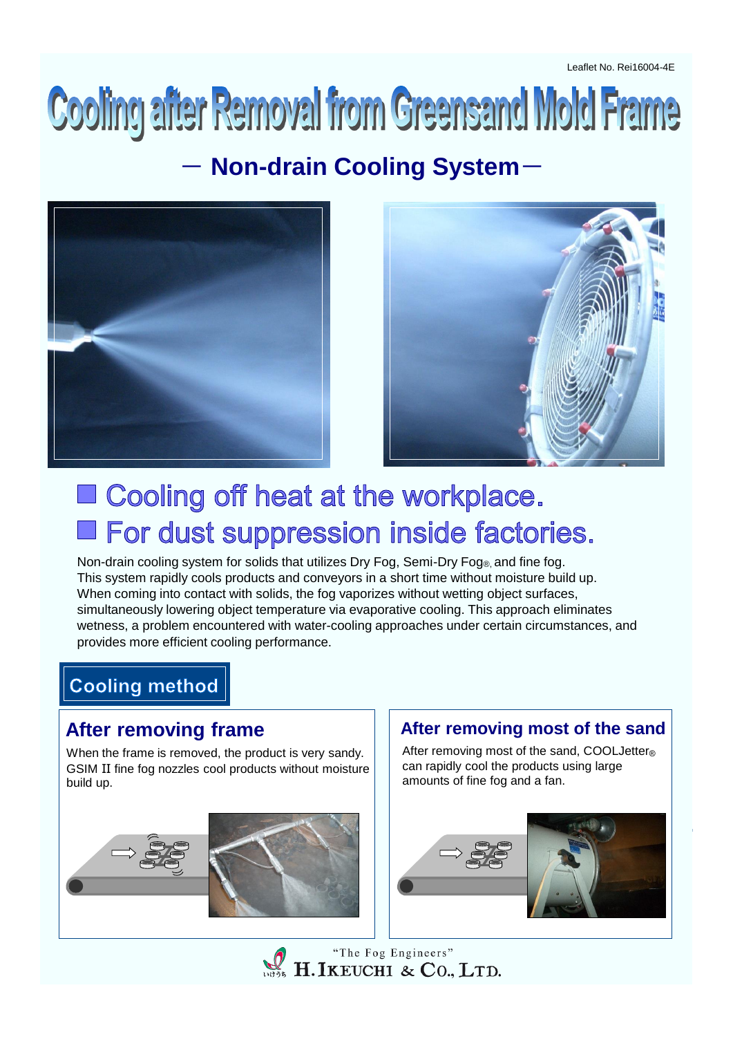Leaflet No. Rei16004-4E

# Cooling after Removal from Greensand Mold Frame

## － Non-drain Cooling System －

## ■ Cooling off heat at the workplace.
## ■ For dust suppression inside factories.

Non-drain cooling system for solids that utilizes Dry Fog, Semi-Dry Fog®, and fine fog.
This system rapidly cools products and conveyors in a short time without moisture build up.
When coming into contact with solids, the fog vaporizes without wetting object surfaces, simultaneously lowering object temperature via evaporative cooling. This approach eliminates wetness, a problem encountered with water-cooling approaches under certain circumstances, and provides more efficient cooling performance.

## Cooling method

### After removing frame

When the frame is removed, the product is very sandy.
GSIM II fine fog nozzles cool products without moisture build up.

### After removing most of the sand

After removing most of the sand, COOLJetter® can rapidly cool the products using large amounts of fine fog and a fan.

"The Fog Engineers"
H. IKEUCHI & CO., LTD.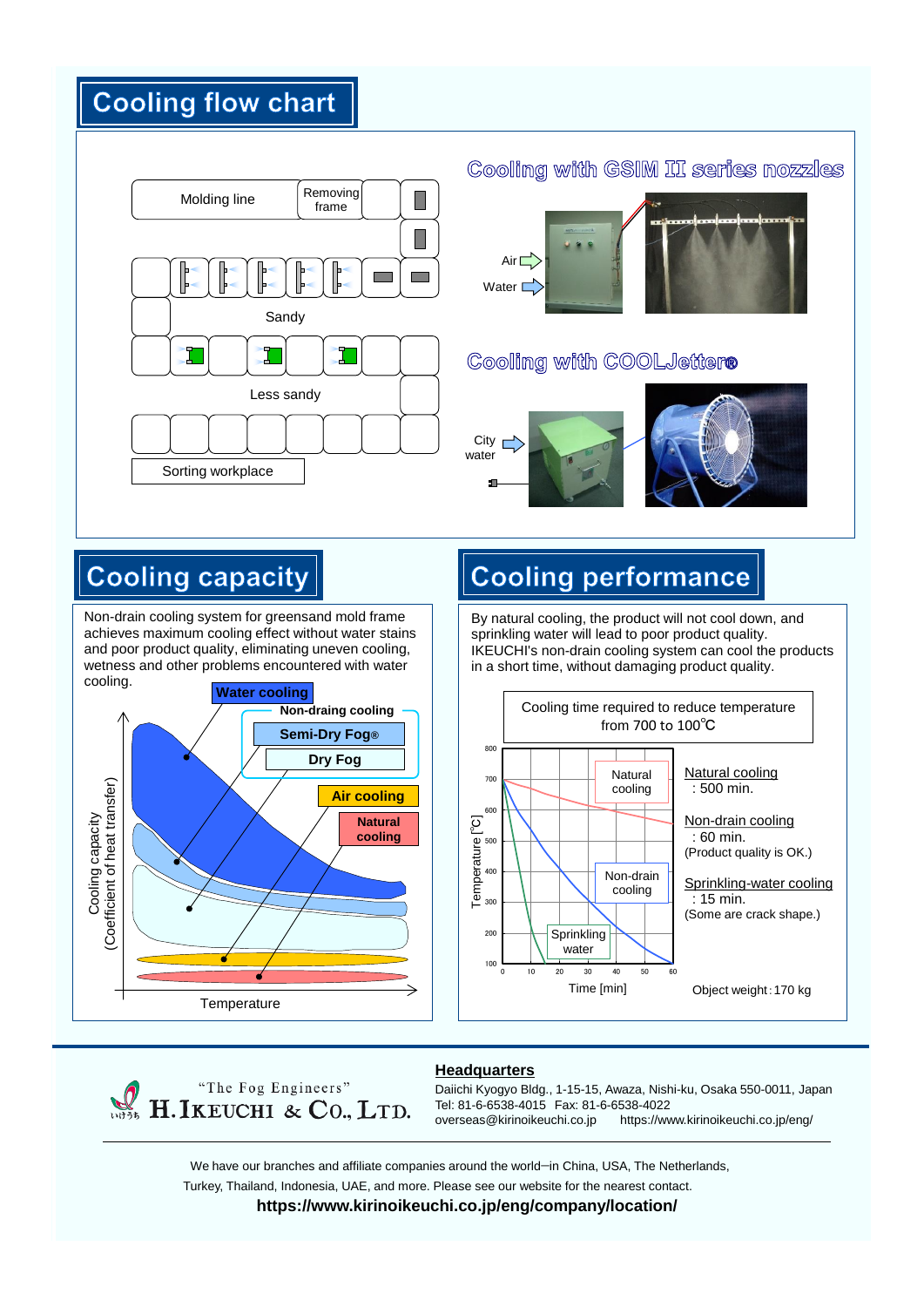## Cooling flow chart

Molding line

Removing frame

Sandy

Less sandy

Sorting workplace

### Cooling with GSIM II series nozzles

Air

Water

### Cooling with COOLJetter®

City water

## Cooling capacity

Non-drain cooling system for greensand mold frame achieves maximum cooling effect without water stains and poor product quality, eliminating uneven cooling, wetness and other problems encountered with water cooling.

Water cooling

Non-draing cooling

Semi-Dry Fog®

Dry Fog

Air cooling

Natural cooling

Cooling capacity (Coefficient of heat transfer)

Temperature

## Cooling performance

By natural cooling, the product will not cool down, and sprinkling water will lead to poor product quality. IKEUCHI's non-drain cooling system can cool the products in a short time, without damaging product quality.

Cooling time required to reduce temperature from 700 to 100℃

Temperature [℃]

800

700

600

500

400

300

200

100

0 10 20 30 40 50 60

Time [min]

Natural cooling

Non-drain cooling

Sprinkling water

Natural cooling
: 500 min.

Non-drain cooling
: 60 min.
(Product quality is OK.)

Sprinkling-water cooling
: 15 min.
(Some are crack shape.)

Object weight : 170 kg

---

"The Fog Engineers"
H. IKEUCHI & Co., LTD.

**Headquarters**

Daiichi Kyogyo Bldg., 1-15-15, Awaza, Nishi-ku, Osaka 550-0011, Japan
Tel: 81-6-6538-4015 Fax: 81-6-6538-4022
overseas@kirinoikeuchi.co.jp https://www.kirinoikeuchi.co.jp/eng/

We have our branches and affiliate companies around the world–in China, USA, The Netherlands, Turkey, Thailand, Indonesia, UAE, and more. Please see our website for the nearest contact.

**https://www.kirinoikeuchi.co.jp/eng/company/location/**